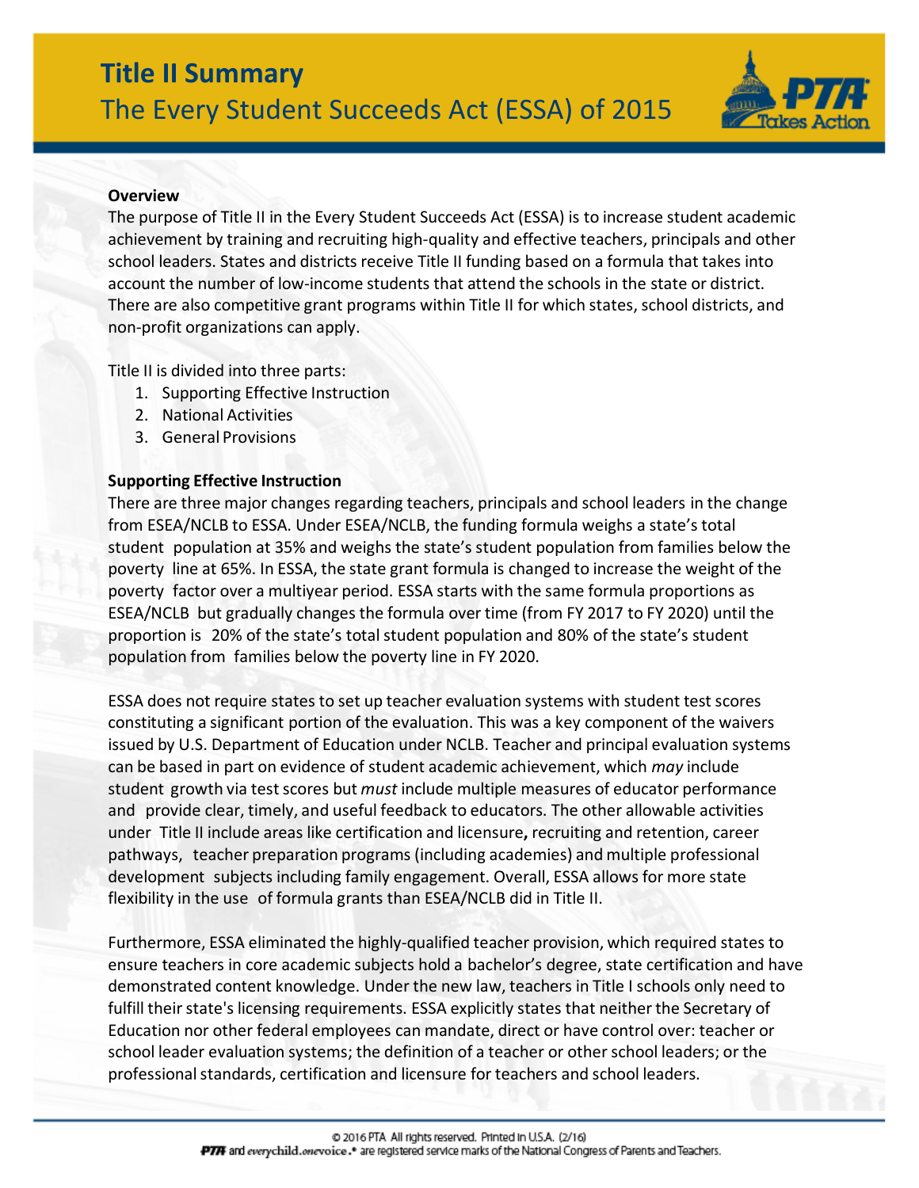# Title II Summary

## The Every Student Succeeds Act (ESSA) of 2015

**Overview**

The purpose of Title II in the Every Student Succeeds Act (ESSA) is to increase student academic achievement by training and recruiting high-quality and effective teachers, principals and other school leaders. States and districts receive Title II funding based on a formula that takes into account the number of low-income students that attend the schools in the state or district. There are also competitive grant programs within Title II for which states, school districts, and non-profit organizations can apply.

Title II is divided into three parts:

1. Supporting Effective Instruction
2. National Activities
3. General Provisions

**Supporting Effective Instruction**

There are three major changes regarding teachers, principals and school leaders in the change from ESEA/NCLB to ESSA. Under ESEA/NCLB, the funding formula weighs a state's total student population at 35% and weighs the state's student population from families below the poverty line at 65%. In ESSA, the state grant formula is changed to increase the weight of the poverty factor over a multiyear period. ESSA starts with the same formula proportions as ESEA/NCLB but gradually changes the formula over time (from FY 2017 to FY 2020) until the proportion is 20% of the state's total student population and 80% of the state's student population from families below the poverty line in FY 2020.

ESSA does not require states to set up teacher evaluation systems with student test scores constituting a significant portion of the evaluation. This was a key component of the waivers issued by U.S. Department of Education under NCLB. Teacher and principal evaluation systems can be based in part on evidence of student academic achievement, which *may* include student growth via test scores but *must* include multiple measures of educator performance and provide clear, timely, and useful feedback to educators. The other allowable activities under Title II include areas like certification and licensure**,** recruiting and retention, career pathways, teacher preparation programs (including academies) and multiple professional development subjects including family engagement. Overall, ESSA allows for more state flexibility in the use of formula grants than ESEA/NCLB did in Title II.

Furthermore, ESSA eliminated the highly-qualified teacher provision, which required states to ensure teachers in core academic subjects hold a bachelor's degree, state certification and have demonstrated content knowledge. Under the new law, teachers in Title I schools only need to fulfill their state's licensing requirements. ESSA explicitly states that neither the Secretary of Education nor other federal employees can mandate, direct or have control over: teacher or school leader evaluation systems; the definition of a teacher or other school leaders; or the professional standards, certification and licensure for teachers and school leaders.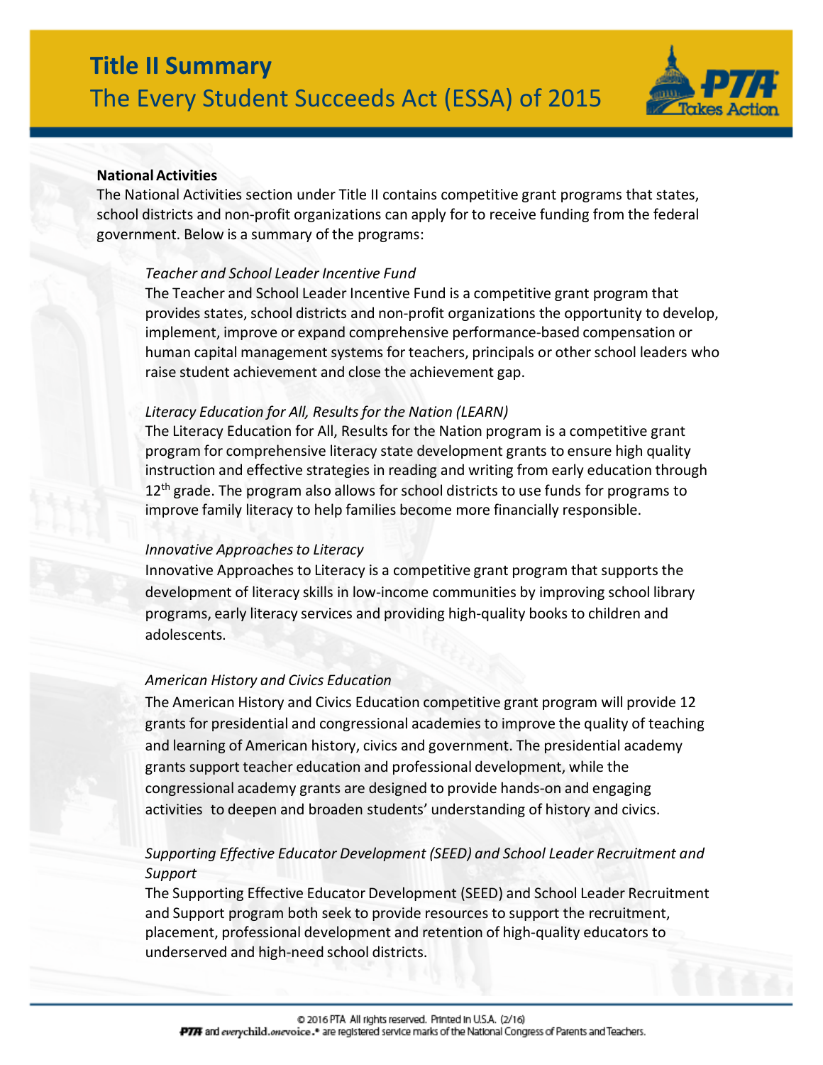# Title II Summary

## The Every Student Succeeds Act (ESSA) of 2015

**National Activities**

The National Activities section under Title II contains competitive grant programs that states, school districts and non-profit organizations can apply for to receive funding from the federal government. Below is a summary of the programs:

*Teacher and School Leader Incentive Fund*

The Teacher and School Leader Incentive Fund is a competitive grant program that provides states, school districts and non-profit organizations the opportunity to develop, implement, improve or expand comprehensive performance-based compensation or human capital management systems for teachers, principals or other school leaders who raise student achievement and close the achievement gap.

*Literacy Education for All, Results for the Nation (LEARN)*

The Literacy Education for All, Results for the Nation program is a competitive grant program for comprehensive literacy state development grants to ensure high quality instruction and effective strategies in reading and writing from early education through 12th grade. The program also allows for school districts to use funds for programs to improve family literacy to help families become more financially responsible.

*Innovative Approaches to Literacy*

Innovative Approaches to Literacy is a competitive grant program that supports the development of literacy skills in low-income communities by improving school library programs, early literacy services and providing high-quality books to children and adolescents.

*American History and Civics Education*

The American History and Civics Education competitive grant program will provide 12 grants for presidential and congressional academies to improve the quality of teaching and learning of American history, civics and government. The presidential academy grants support teacher education and professional development, while the congressional academy grants are designed to provide hands-on and engaging activities to deepen and broaden students' understanding of history and civics.

*Supporting Effective Educator Development (SEED) and School Leader Recruitment and Support*

The Supporting Effective Educator Development (SEED) and School Leader Recruitment and Support program both seek to provide resources to support the recruitment, placement, professional development and retention of high-quality educators to underserved and high-need school districts.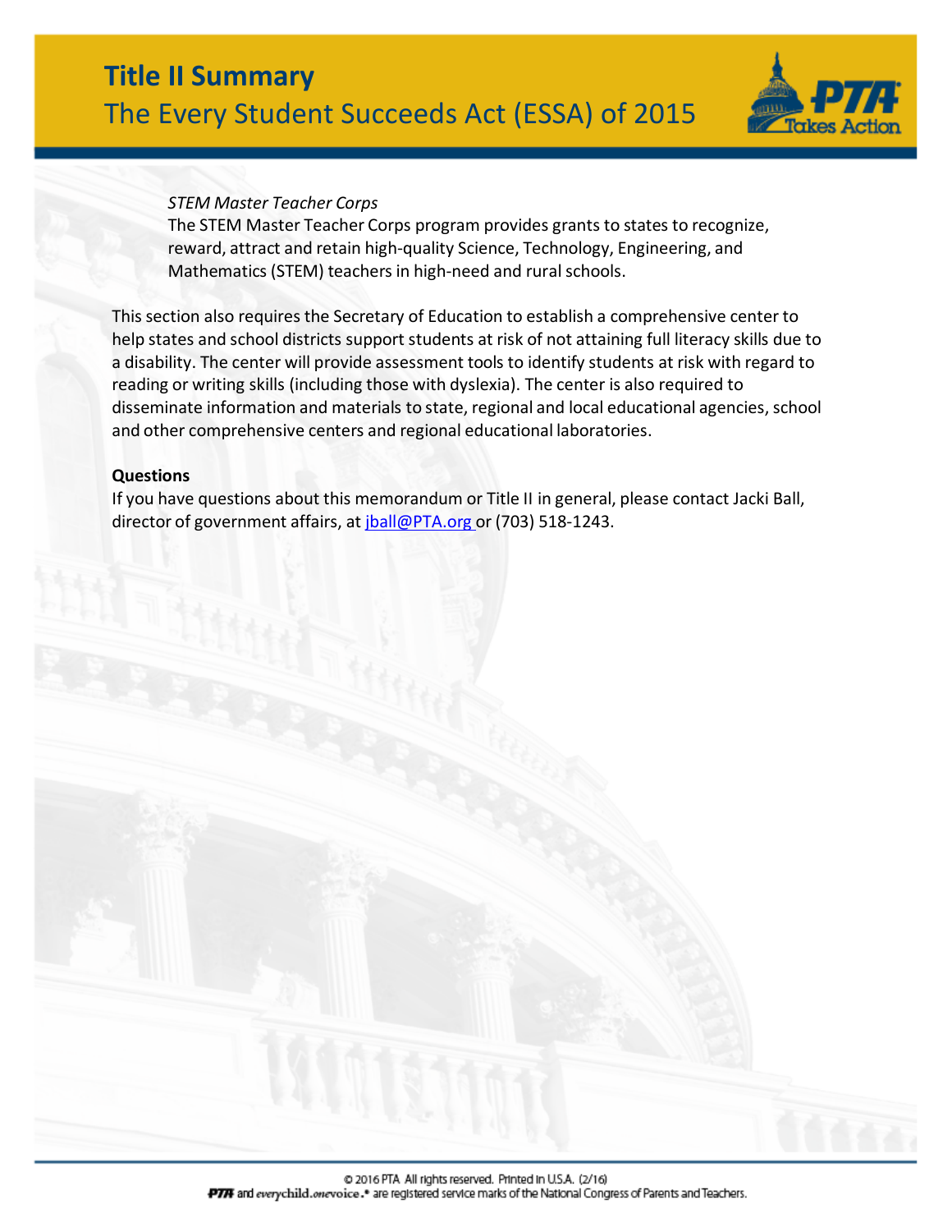*STEM Master Teacher Corps*

The STEM Master Teacher Corps program provides grants to states to recognize, reward, attract and retain high-quality Science, Technology, Engineering, and Mathematics (STEM) teachers in high-need and rural schools.

This section also requires the Secretary of Education to establish a comprehensive center to help states and school districts support students at risk of not attaining full literacy skills due to a disability. The center will provide assessment tools to identify students at risk with regard to reading or writing skills (including those with dyslexia). The center is also required to disseminate information and materials to state, regional and local educational agencies, school and other comprehensive centers and regional educational laboratories.

**Questions**

If you have questions about this memorandum or Title II in general, please contact Jacki Ball, director of government affairs, at jball@PTA.org or (703) 518-1243.

© 2016 PTA All rights reserved. Printed in U.S.A. (2/16)

PTA and everychild.onevoice.® are registered service marks of the National Congress of Parents and Teachers.